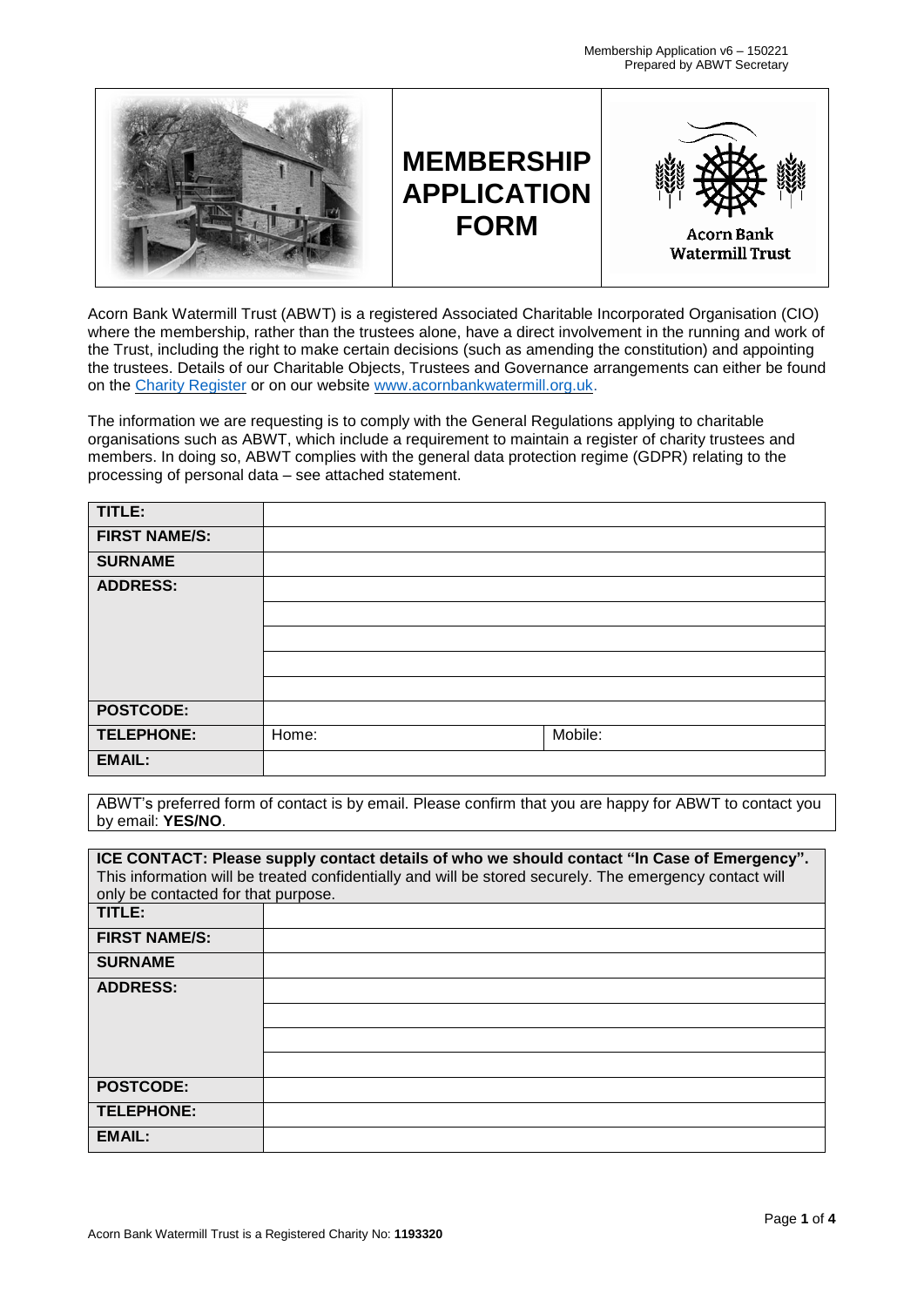# MEMBERSHIP APPLICATION FORM

Acorn Bank Watermill Trust

Acorn Bank Watermill Trust (ABWT) is a registered Associated Charitable Incorporated Organisation (CIO) where the membership, rather than the trustees alone, have a direct involvement in the running and work of the Trust, including the right to make certain decisions (such as amending the constitution) and appointing the trustees. Details of our Charitable Objects, Trustees and Governance arrangements can either be found on the Charity Register or on our website www.acornbankwatermill.org.uk.

The information we are requesting is to comply with the General Regulations applying to charitable organisations such as ABWT, which include a requirement to maintain a register of charity trustees and members. In doing so, ABWT complies with the general data protection regime (GDPR) relating to the processing of personal data – see attached statement.

| | | |
|---|---|---|
| **TITLE:** | | |
| **FIRST NAME/S:** | | |
| **SURNAME** | | |
| **ADDRESS:** | | |
| | | |
| | | |
| | | |
| | | |
| **POSTCODE:** | | |
| **TELEPHONE:** | Home: | Mobile: |
| **EMAIL:** | | |

ABWT's preferred form of contact is by email. Please confirm that you are happy for ABWT to contact you by email: **YES/NO**.

**ICE CONTACT: Please supply contact details of who we should contact "In Case of Emergency".** This information will be treated confidentially and will be stored securely. The emergency contact will only be contacted for that purpose.

| | |
|---|---|
| **TITLE:** | |
| **FIRST NAME/S:** | |
| **SURNAME** | |
| **ADDRESS:** | |
| | |
| | |
| | |
| **POSTCODE:** | |
| **TELEPHONE:** | |
| **EMAIL:** | |

Acorn Bank Watermill Trust is a Registered Charity No: **1193320**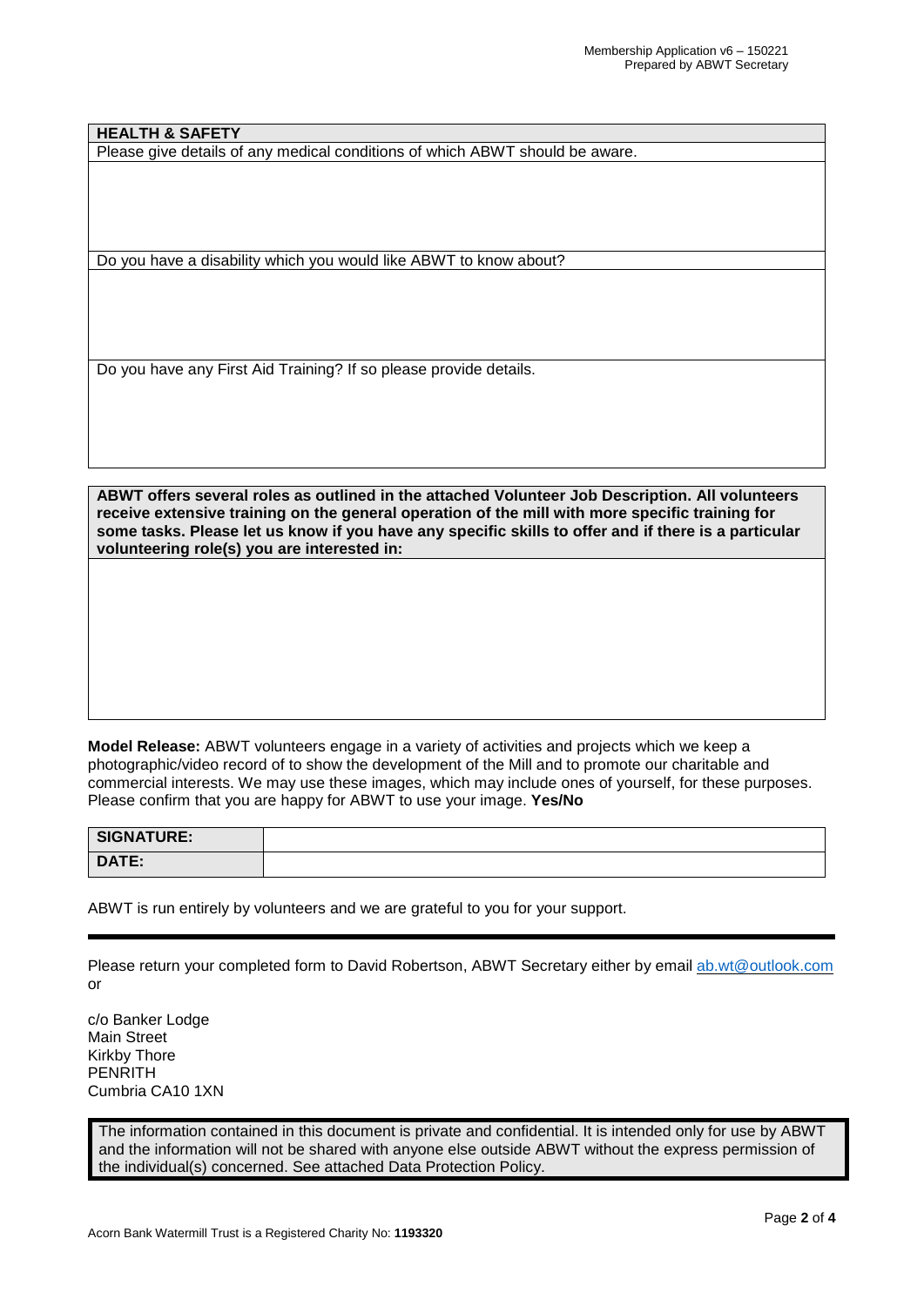| **HEALTH & SAFETY** |
|---|
| Please give details of any medical conditions of which ABWT should be aware. |
| |
| Do you have a disability which you would like ABWT to know about? |
| |
| Do you have any First Aid Training? If so please provide details. |
| |

| **ABWT offers several roles as outlined in the attached Volunteer Job Description. All volunteers receive extensive training on the general operation of the mill with more specific training for some tasks. Please let us know if you have any specific skills to offer and if there is a particular volunteering role(s) you are interested in:** |
|---|
| |

**Model Release:** ABWT volunteers engage in a variety of activities and projects which we keep a photographic/video record of to show the development of the Mill and to promote our charitable and commercial interests. We may use these images, which may include ones of yourself, for these purposes. Please confirm that you are happy for ABWT to use your image. **Yes/No**

| **SIGNATURE:** | |
|---|---|
| **DATE:** | |

ABWT is run entirely by volunteers and we are grateful to you for your support.

---

Please return your completed form to David Robertson, ABWT Secretary either by email ab.wt@outlook.com or

c/o Banker Lodge
Main Street
Kirkby Thore
PENRITH
Cumbria CA10 1XN

The information contained in this document is private and confidential. It is intended only for use by ABWT and the information will not be shared with anyone else outside ABWT without the express permission of the individual(s) concerned. See attached Data Protection Policy.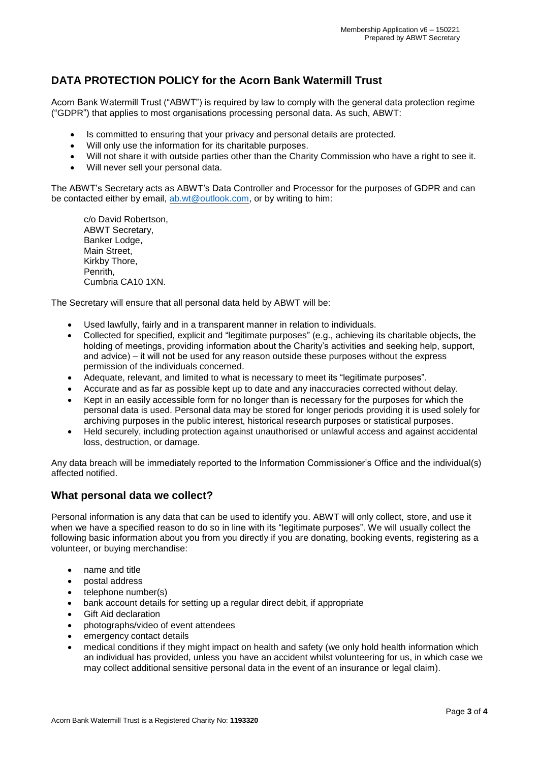## DATA PROTECTION POLICY for the Acorn Bank Watermill Trust

Acorn Bank Watermill Trust ("ABWT") is required by law to comply with the general data protection regime ("GDPR") that applies to most organisations processing personal data. As such, ABWT:

- Is committed to ensuring that your privacy and personal details are protected.
- Will only use the information for its charitable purposes.
- Will not share it with outside parties other than the Charity Commission who have a right to see it.
- Will never sell your personal data.

The ABWT's Secretary acts as ABWT's Data Controller and Processor for the purposes of GDPR and can be contacted either by email, ab.wt@outlook.com, or by writing to him:

c/o David Robertson,
ABWT Secretary,
Banker Lodge,
Main Street,
Kirkby Thore,
Penrith,
Cumbria CA10 1XN.

The Secretary will ensure that all personal data held by ABWT will be:

- Used lawfully, fairly and in a transparent manner in relation to individuals.
- Collected for specified, explicit and "legitimate purposes" (e.g., achieving its charitable objects, the holding of meetings, providing information about the Charity's activities and seeking help, support, and advice) – it will not be used for any reason outside these purposes without the express permission of the individuals concerned.
- Adequate, relevant, and limited to what is necessary to meet its "legitimate purposes".
- Accurate and as far as possible kept up to date and any inaccuracies corrected without delay.
- Kept in an easily accessible form for no longer than is necessary for the purposes for which the personal data is used. Personal data may be stored for longer periods providing it is used solely for archiving purposes in the public interest, historical research purposes or statistical purposes.
- Held securely, including protection against unauthorised or unlawful access and against accidental loss, destruction, or damage.

Any data breach will be immediately reported to the Information Commissioner's Office and the individual(s) affected notified.

## What personal data we collect?

Personal information is any data that can be used to identify you. ABWT will only collect, store, and use it when we have a specified reason to do so in line with its "legitimate purposes". We will usually collect the following basic information about you from you directly if you are donating, booking events, registering as a volunteer, or buying merchandise:

- name and title
- postal address
- telephone number(s)
- bank account details for setting up a regular direct debit, if appropriate
- Gift Aid declaration
- photographs/video of event attendees
- emergency contact details
- medical conditions if they might impact on health and safety (we only hold health information which an individual has provided, unless you have an accident whilst volunteering for us, in which case we may collect additional sensitive personal data in the event of an insurance or legal claim).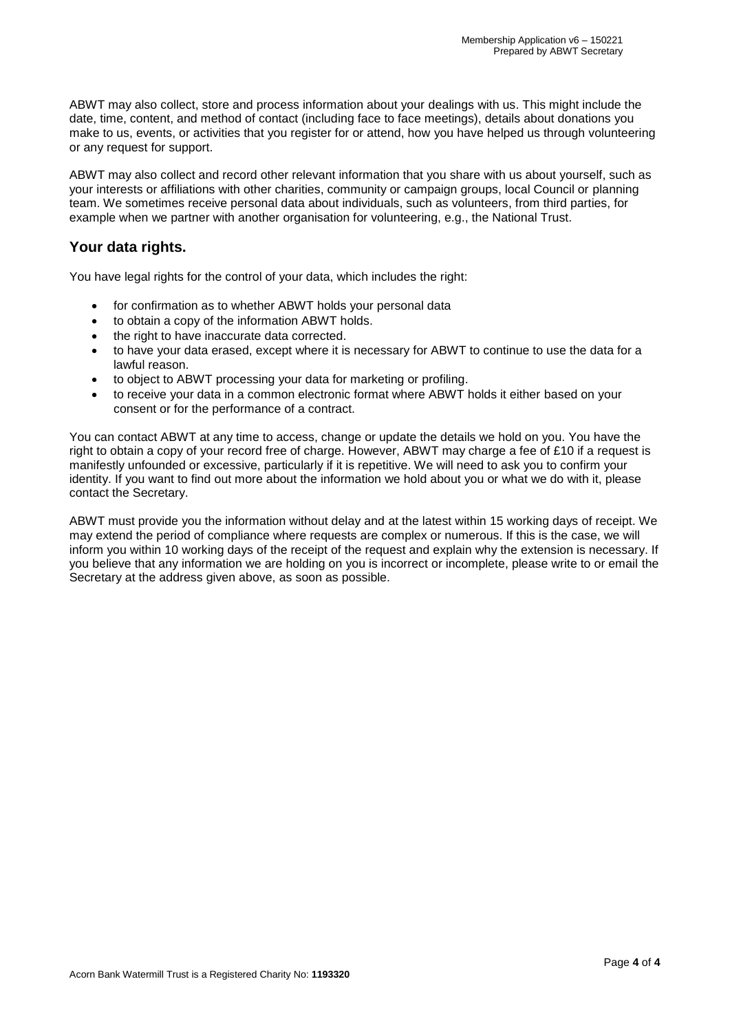ABWT may also collect, store and process information about your dealings with us. This might include the date, time, content, and method of contact (including face to face meetings), details about donations you make to us, events, or activities that you register for or attend, how you have helped us through volunteering or any request for support.

ABWT may also collect and record other relevant information that you share with us about yourself, such as your interests or affiliations with other charities, community or campaign groups, local Council or planning team. We sometimes receive personal data about individuals, such as volunteers, from third parties, for example when we partner with another organisation for volunteering, e.g., the National Trust.

## Your data rights.

You have legal rights for the control of your data, which includes the right:

- for confirmation as to whether ABWT holds your personal data
- to obtain a copy of the information ABWT holds.
- the right to have inaccurate data corrected.
- to have your data erased, except where it is necessary for ABWT to continue to use the data for a lawful reason.
- to object to ABWT processing your data for marketing or profiling.
- to receive your data in a common electronic format where ABWT holds it either based on your consent or for the performance of a contract.

You can contact ABWT at any time to access, change or update the details we hold on you. You have the right to obtain a copy of your record free of charge. However, ABWT may charge a fee of £10 if a request is manifestly unfounded or excessive, particularly if it is repetitive. We will need to ask you to confirm your identity. If you want to find out more about the information we hold about you or what we do with it, please contact the Secretary.

ABWT must provide you the information without delay and at the latest within 15 working days of receipt. We may extend the period of compliance where requests are complex or numerous. If this is the case, we will inform you within 10 working days of the receipt of the request and explain why the extension is necessary. If you believe that any information we are holding on you is incorrect or incomplete, please write to or email the Secretary at the address given above, as soon as possible.